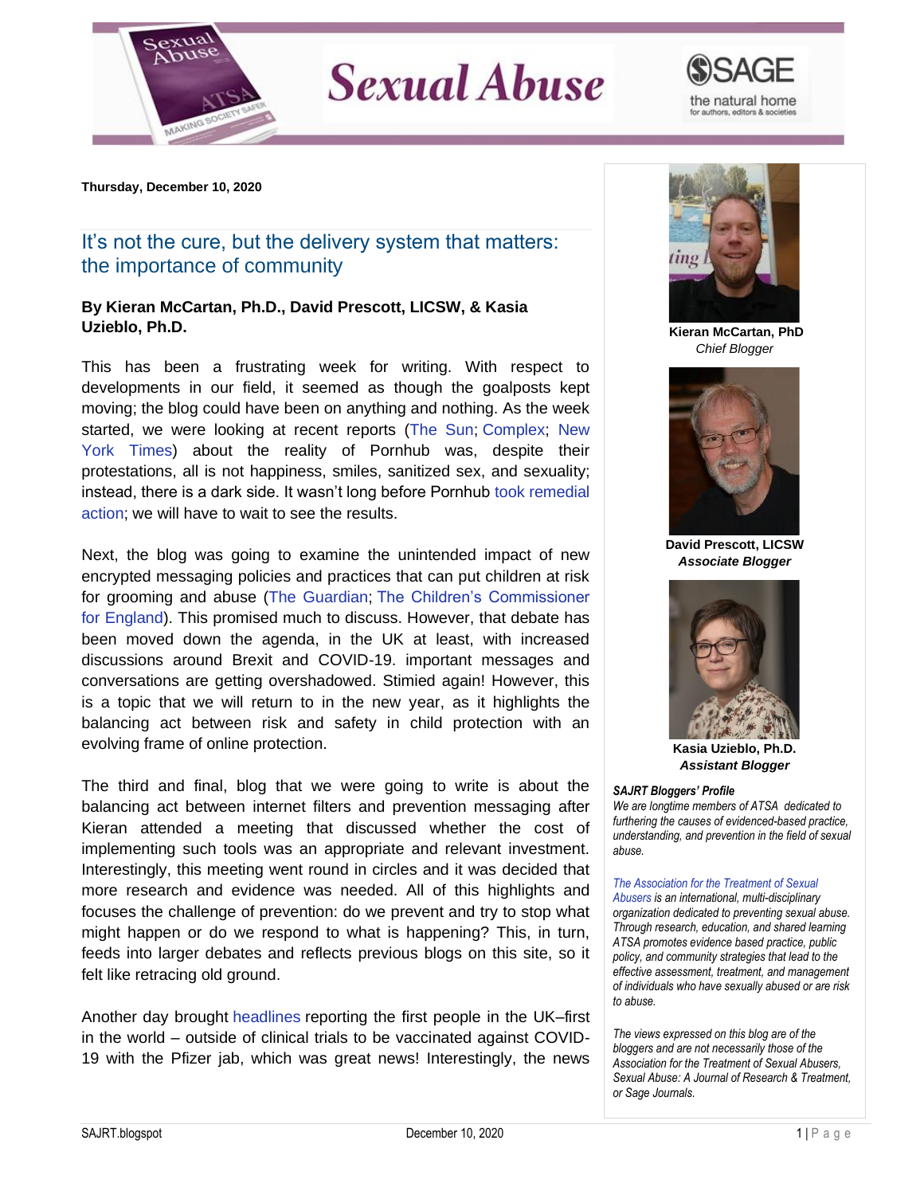Thursday, December 10, 2020

# It's not the cure, but the delivery system that matters: the importance of community

**By Kieran McCartan, Ph.D., David Prescott, LICSW, & Kasia Uzieblo, Ph.D.**

This has been a frustrating week for writing. With respect to developments in our field, it seemed as though the goalposts kept moving; the blog could have been on anything and nothing. As the week started, we were looking at recent reports (The Sun; Complex; New York Times) about the reality of Pornhub was, despite their protestations, all is not happiness, smiles, sanitized sex, and sexuality; instead, there is a dark side. It wasn't long before Pornhub took remedial action; we will have to wait to see the results.

Next, the blog was going to examine the unintended impact of new encrypted messaging policies and practices that can put children at risk for grooming and abuse (The Guardian; The Children's Commissioner for England). This promised much to discuss. However, that debate has been moved down the agenda, in the UK at least, with increased discussions around Brexit and COVID-19. important messages and conversations are getting overshadowed. Stimied again! However, this is a topic that we will return to in the new year, as it highlights the balancing act between risk and safety in child protection with an evolving frame of online protection.

The third and final, blog that we were going to write is about the balancing act between internet filters and prevention messaging after Kieran attended a meeting that discussed whether the cost of implementing such tools was an appropriate and relevant investment. Interestingly, this meeting went round in circles and it was decided that more research and evidence was needed. All of this highlights and focuses the challenge of prevention: do we prevent and try to stop what might happen or do we respond to what is happening? This, in turn, feeds into larger debates and reflects previous blogs on this site, so it felt like retracing old ground.

Another day brought headlines reporting the first people in the UK–first in the world – outside of clinical trials to be vaccinated against COVID-19 with the Pfizer jab, which was great news! Interestingly, the news

**Kieran McCartan, PhD**
*Chief Blogger*

**David Prescott, LICSW**
***Associate Blogger***

**Kasia Uzieblo, Ph.D.**
***Assistant Blogger***

***SAJRT Bloggers' Profile***
*We are longtime members of ATSA dedicated to furthering the causes of evidenced-based practice, understanding, and prevention in the field of sexual abuse.*

*The Association for the Treatment of Sexual Abusers is an international, multi-disciplinary organization dedicated to preventing sexual abuse. Through research, education, and shared learning ATSA promotes evidence based practice, public policy, and community strategies that lead to the effective assessment, treatment, and management of individuals who have sexually abused or are risk to abuse.*

*The views expressed on this blog are of the bloggers and are not necessarily those of the Association for the Treatment of Sexual Abusers, Sexual Abuse: A Journal of Research & Treatment, or Sage Journals.*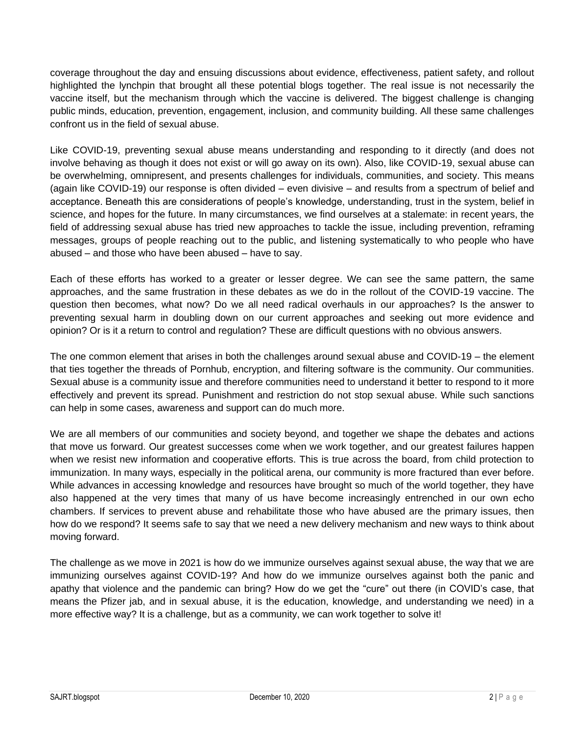coverage throughout the day and ensuing discussions about evidence, effectiveness, patient safety, and rollout highlighted the lynchpin that brought all these potential blogs together. The real issue is not necessarily the vaccine itself, but the mechanism through which the vaccine is delivered. The biggest challenge is changing public minds, education, prevention, engagement, inclusion, and community building. All these same challenges confront us in the field of sexual abuse.

Like COVID-19, preventing sexual abuse means understanding and responding to it directly (and does not involve behaving as though it does not exist or will go away on its own). Also, like COVID-19, sexual abuse can be overwhelming, omnipresent, and presents challenges for individuals, communities, and society. This means (again like COVID-19) our response is often divided – even divisive – and results from a spectrum of belief and acceptance. Beneath this are considerations of people's knowledge, understanding, trust in the system, belief in science, and hopes for the future. In many circumstances, we find ourselves at a stalemate: in recent years, the field of addressing sexual abuse has tried new approaches to tackle the issue, including prevention, reframing messages, groups of people reaching out to the public, and listening systematically to who people who have abused – and those who have been abused – have to say.

Each of these efforts has worked to a greater or lesser degree. We can see the same pattern, the same approaches, and the same frustration in these debates as we do in the rollout of the COVID-19 vaccine. The question then becomes, what now? Do we all need radical overhauls in our approaches? Is the answer to preventing sexual harm in doubling down on our current approaches and seeking out more evidence and opinion? Or is it a return to control and regulation? These are difficult questions with no obvious answers.

The one common element that arises in both the challenges around sexual abuse and COVID-19 – the element that ties together the threads of Pornhub, encryption, and filtering software is the community. Our communities. Sexual abuse is a community issue and therefore communities need to understand it better to respond to it more effectively and prevent its spread. Punishment and restriction do not stop sexual abuse. While such sanctions can help in some cases, awareness and support can do much more.

We are all members of our communities and society beyond, and together we shape the debates and actions that move us forward. Our greatest successes come when we work together, and our greatest failures happen when we resist new information and cooperative efforts. This is true across the board, from child protection to immunization. In many ways, especially in the political arena, our community is more fractured than ever before. While advances in accessing knowledge and resources have brought so much of the world together, they have also happened at the very times that many of us have become increasingly entrenched in our own echo chambers. If services to prevent abuse and rehabilitate those who have abused are the primary issues, then how do we respond? It seems safe to say that we need a new delivery mechanism and new ways to think about moving forward.

The challenge as we move in 2021 is how do we immunize ourselves against sexual abuse, the way that we are immunizing ourselves against COVID-19? And how do we immunize ourselves against both the panic and apathy that violence and the pandemic can bring? How do we get the "cure" out there (in COVID's case, that means the Pfizer jab, and in sexual abuse, it is the education, knowledge, and understanding we need) in a more effective way? It is a challenge, but as a community, we can work together to solve it!